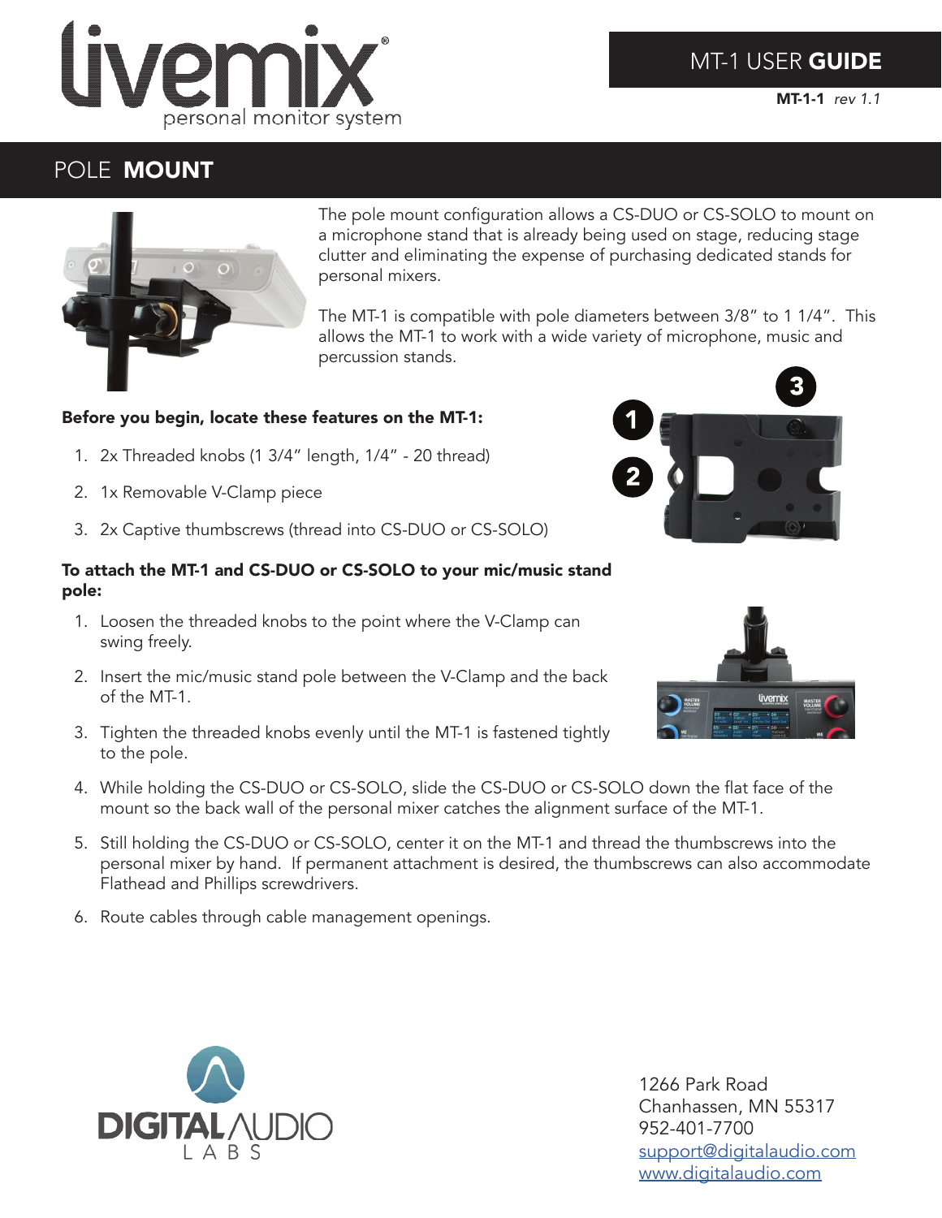# MT-1 USER **GUIDE**

**MT-1-1** *rev 1.1*

## POLE **MOUNT**

The pole mount configuration allows a CS-DUO or CS-SOLO to mount on a microphone stand that is already being used on stage, reducing stage clutter and eliminating the expense of purchasing dedicated stands for personal mixers.

The MT-1 is compatible with pole diameters between 3/8" to 1 1/4". This allows the MT-1 to work with a wide variety of microphone, music and percussion stands.

**Before you begin, locate these features on the MT-1:**

1. 2x Threaded knobs (1 3/4" length, 1/4" - 20 thread)
2. 1x Removable V-Clamp piece
3. 2x Captive thumbscrews (thread into CS-DUO or CS-SOLO)

**To attach the MT-1 and CS-DUO or CS-SOLO to your mic/music stand pole:**

1. Loosen the threaded knobs to the point where the V-Clamp can swing freely.
2. Insert the mic/music stand pole between the V-Clamp and the back of the MT-1.
3. Tighten the threaded knobs evenly until the MT-1 is fastened tightly to the pole.
4. While holding the CS-DUO or CS-SOLO, slide the CS-DUO or CS-SOLO down the flat face of the mount so the back wall of the personal mixer catches the alignment surface of the MT-1.
5. Still holding the CS-DUO or CS-SOLO, center it on the MT-1 and thread the thumbscrews into the personal mixer by hand. If permanent attachment is desired, the thumbscrews can also accommodate Flathead and Phillips screwdrivers.
6. Route cables through cable management openings.

1266 Park Road
Chanhassen, MN 55317
952-401-7700
support@digitalaudio.com
www.digitalaudio.com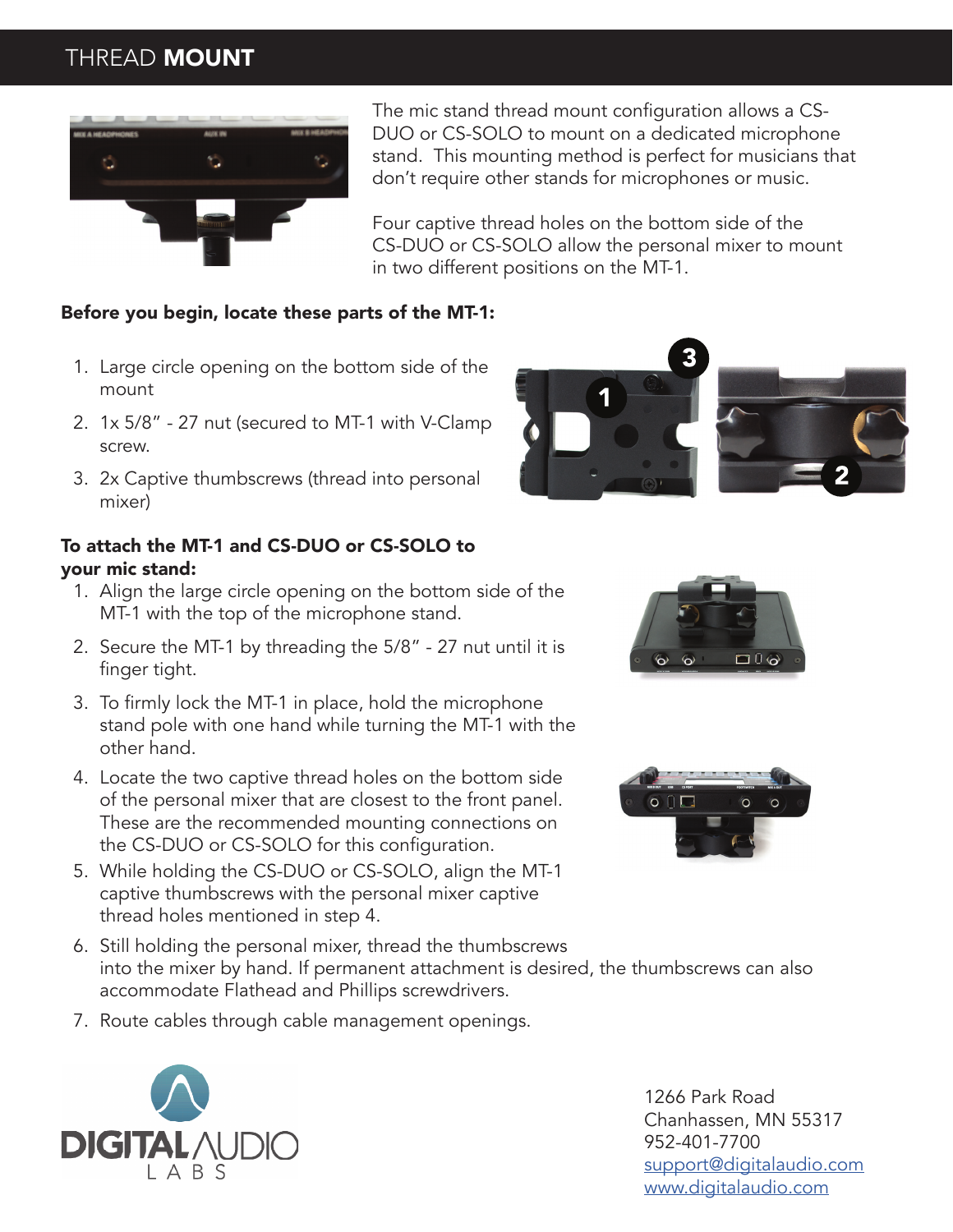# THREAD **MOUNT**

The mic stand thread mount configuration allows a CS-DUO or CS-SOLO to mount on a dedicated microphone stand. This mounting method is perfect for musicians that don't require other stands for microphones or music.

Four captive thread holes on the bottom side of the CS-DUO or CS-SOLO allow the personal mixer to mount in two different positions on the MT-1.

**Before you begin, locate these parts of the MT-1:**

1. Large circle opening on the bottom side of the mount
2. 1x 5/8" - 27 nut (secured to MT-1 with V-Clamp screw.
3. 2x Captive thumbscrews (thread into personal mixer)

**To attach the MT-1 and CS-DUO or CS-SOLO to your mic stand:**

1. Align the large circle opening on the bottom side of the MT-1 with the top of the microphone stand.
2. Secure the MT-1 by threading the 5/8" - 27 nut until it is finger tight.
3. To firmly lock the MT-1 in place, hold the microphone stand pole with one hand while turning the MT-1 with the other hand.
4. Locate the two captive thread holes on the bottom side of the personal mixer that are closest to the front panel. These are the recommended mounting connections on the CS-DUO or CS-SOLO for this configuration.
5. While holding the CS-DUO or CS-SOLO, align the MT-1 captive thumbscrews with the personal mixer captive thread holes mentioned in step 4.
6. Still holding the personal mixer, thread the thumbscrews into the mixer by hand. If permanent attachment is desired, the thumbscrews can also accommodate Flathead and Phillips screwdrivers.
7. Route cables through cable management openings.

DIGITAL AUDIO LABS

1266 Park Road
Chanhassen, MN 55317
952-401-7700
support@digitalaudio.com
www.digitalaudio.com